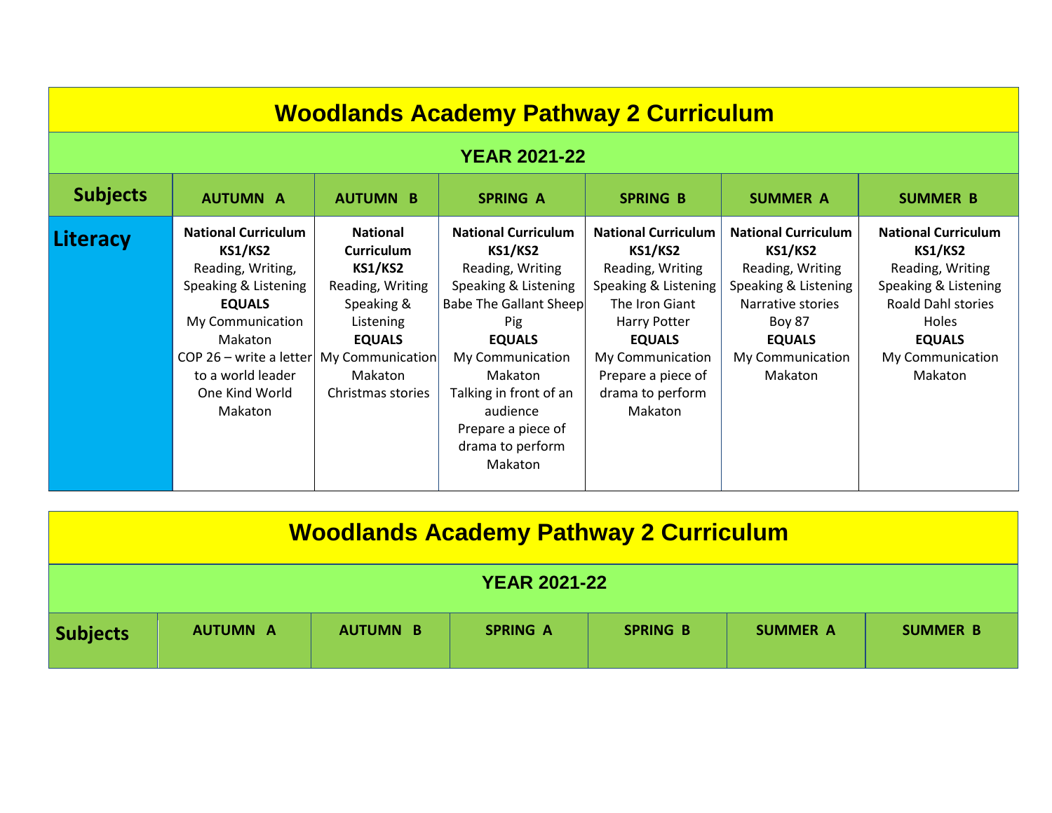# Woodlands Academy Pathway 2 Curriculum

## YEAR 2021-22

| Subjects | AUTUMN A | AUTUMN B | SPRING A | SPRING B | SUMMER A | SUMMER B |
|---|---|---|---|---|---|---|
| **Literacy** | **National Curriculum KS1/KS2** Reading, Writing, Speaking & Listening **EQUALS** My Communication Makaton COP 26 – write a letter to a world leader One Kind World Makaton | **National Curriculum KS1/KS2** Reading, Writing Speaking & Listening **EQUALS** My Communication Makaton Christmas stories | **National Curriculum KS1/KS2** Reading, Writing Speaking & Listening Babe The Gallant Sheep Pig **EQUALS** My Communication Makaton Talking in front of an audience Prepare a piece of drama to perform Makaton | **National Curriculum KS1/KS2** Reading, Writing Speaking & Listening The Iron Giant Harry Potter **EQUALS** My Communication Prepare a piece of drama to perform Makaton | **National Curriculum KS1/KS2** Reading, Writing Speaking & Listening Narrative stories Boy 87 **EQUALS** My Communication Makaton | **National Curriculum KS1/KS2** Reading, Writing Speaking & Listening Roald Dahl stories Holes **EQUALS** My Communication Makaton |

# Woodlands Academy Pathway 2 Curriculum

## YEAR 2021-22

| Subjects | AUTUMN A | AUTUMN B | SPRING A | SPRING B | SUMMER A | SUMMER B |
|---|---|---|---|---|---|---|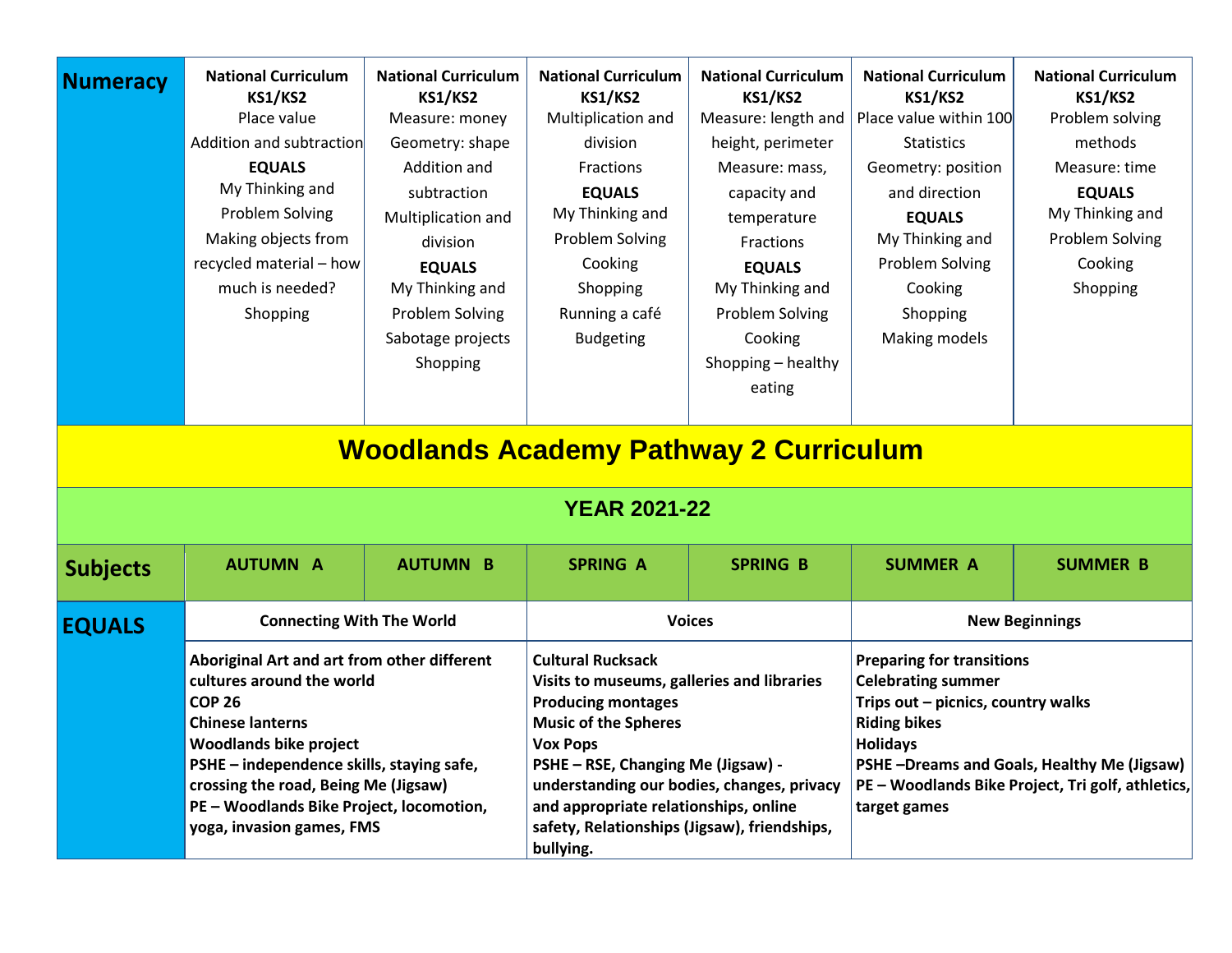| Numeracy | National Curriculum KS1/KS2<br>Place value<br>Addition and subtraction<br>**EQUALS**<br>My Thinking and Problem Solving<br>Making objects from recycled material – how much is needed?<br>Shopping | National Curriculum KS1/KS2<br>Measure: money<br>Geometry: shape<br>Addition and subtraction<br>Multiplication and division<br>**EQUALS**<br>My Thinking and Problem Solving<br>Sabotage projects<br>Shopping | National Curriculum KS1/KS2<br>Multiplication and division<br>Fractions<br>**EQUALS**<br>My Thinking and Problem Solving<br>Cooking<br>Shopping<br>Running a café<br>Budgeting | National Curriculum KS1/KS2<br>Measure: length and height, perimeter<br>Measure: mass, capacity and temperature<br>Fractions<br>**EQUALS**<br>My Thinking and Problem Solving<br>Cooking<br>Shopping – healthy eating | National Curriculum KS1/KS2<br>Place value within 100<br>Statistics<br>Geometry: position and direction<br>**EQUALS**<br>My Thinking and Problem Solving<br>Cooking<br>Shopping<br>Making models | National Curriculum KS1/KS2<br>Problem solving methods<br>Measure: time<br>**EQUALS**<br>My Thinking and Problem Solving<br>Cooking<br>Shopping |
|---|---|---|---|---|---|---|

# Woodlands Academy Pathway 2 Curriculum

## YEAR 2021-22

| Subjects | AUTUMN A | AUTUMN B | SPRING A | SPRING B | SUMMER A | SUMMER B |
|---|---|---|---|---|---|---|
| EQUALS | **Connecting With The World** | | **Voices** | | **New Beginnings** | |
| | **Aboriginal Art and art from other different cultures around the world**<br>**COP 26**<br>**Chinese lanterns**<br>**Woodlands bike project**<br>**PSHE – independence skills, staying safe, crossing the road, Being Me (Jigsaw)**<br>**PE – Woodlands Bike Project, locomotion, yoga, invasion games, FMS** | | **Cultural Rucksack**<br>**Visits to museums, galleries and libraries**<br>**Producing montages**<br>**Music of the Spheres**<br>**Vox Pops**<br>**PSHE – RSE, Changing Me (Jigsaw) - understanding our bodies, changes, privacy and appropriate relationships, online safety, Relationships (Jigsaw), friendships, bullying.** | | **Preparing for transitions**<br>**Celebrating summer**<br>**Trips out – picnics, country walks**<br>**Riding bikes**<br>**Holidays**<br>**PSHE –Dreams and Goals, Healthy Me (Jigsaw)**<br>**PE – Woodlands Bike Project, Tri golf, athletics, target games** | |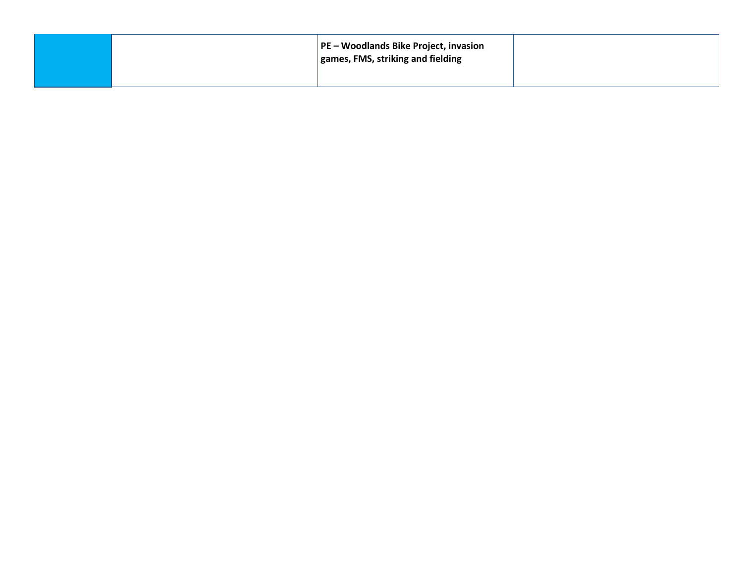| | | | |
|---|---|---|---|
| | | **PE – Woodlands Bike Project, invasion games, FMS, striking and fielding** | |